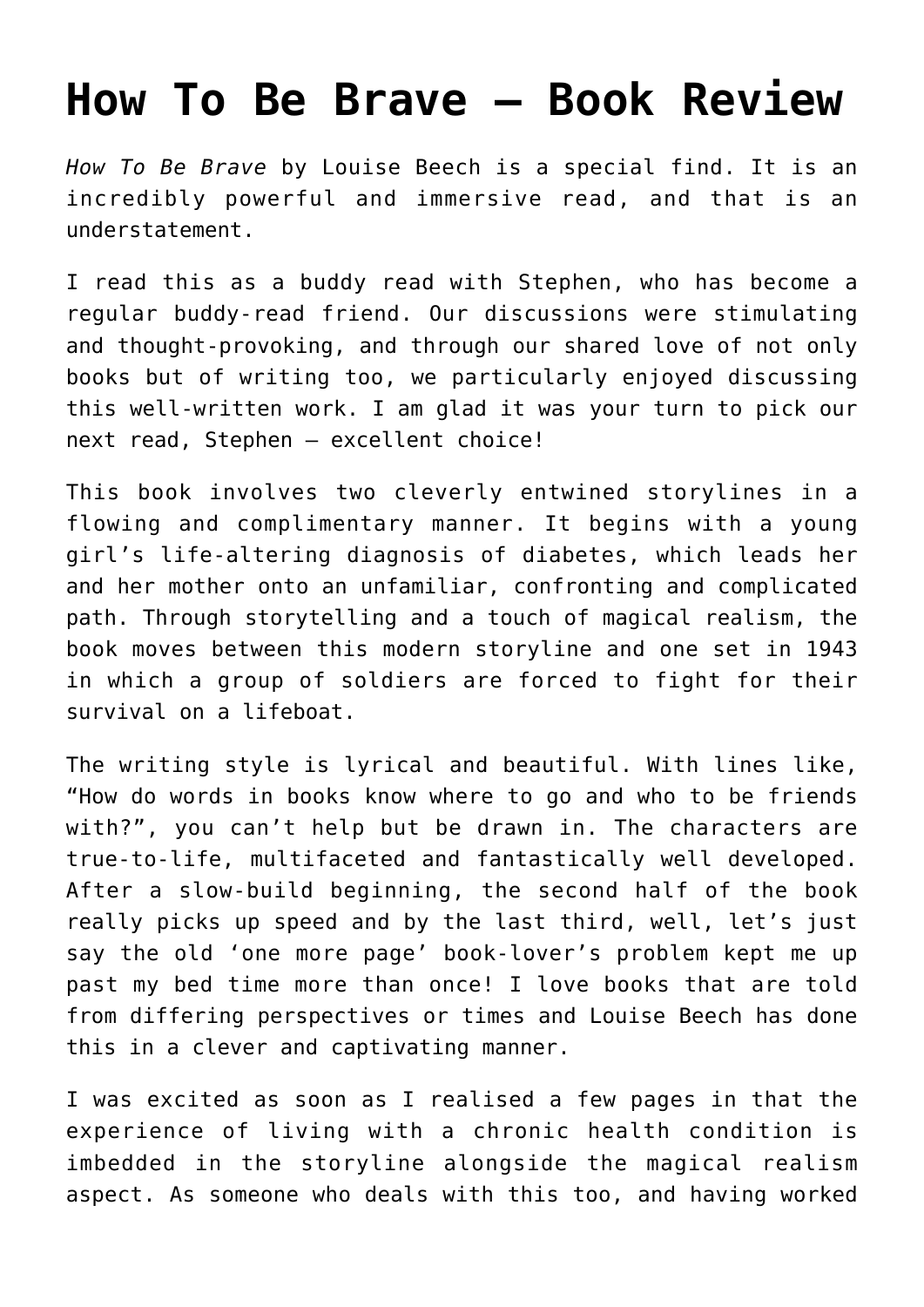# How To Be Brave – Book Review

*How To Be Brave* by Louise Beech is a special find. It is an incredibly powerful and immersive read, and that is an understatement.

I read this as a buddy read with Stephen, who has become a regular buddy-read friend. Our discussions were stimulating and thought-provoking, and through our shared love of not only books but of writing too, we particularly enjoyed discussing this well-written work. I am glad it was your turn to pick our next read, Stephen – excellent choice!

This book involves two cleverly entwined storylines in a flowing and complimentary manner. It begins with a young girl's life-altering diagnosis of diabetes, which leads her and her mother onto an unfamiliar, confronting and complicated path. Through storytelling and a touch of magical realism, the book moves between this modern storyline and one set in 1943 in which a group of soldiers are forced to fight for their survival on a lifeboat.

The writing style is lyrical and beautiful. With lines like, "How do words in books know where to go and who to be friends with?", you can't help but be drawn in. The characters are true-to-life, multifaceted and fantastically well developed. After a slow-build beginning, the second half of the book really picks up speed and by the last third, well, let's just say the old 'one more page' book-lover's problem kept me up past my bed time more than once! I love books that are told from differing perspectives or times and Louise Beech has done this in a clever and captivating manner.

I was excited as soon as I realised a few pages in that the experience of living with a chronic health condition is imbedded in the storyline alongside the magical realism aspect. As someone who deals with this too, and having worked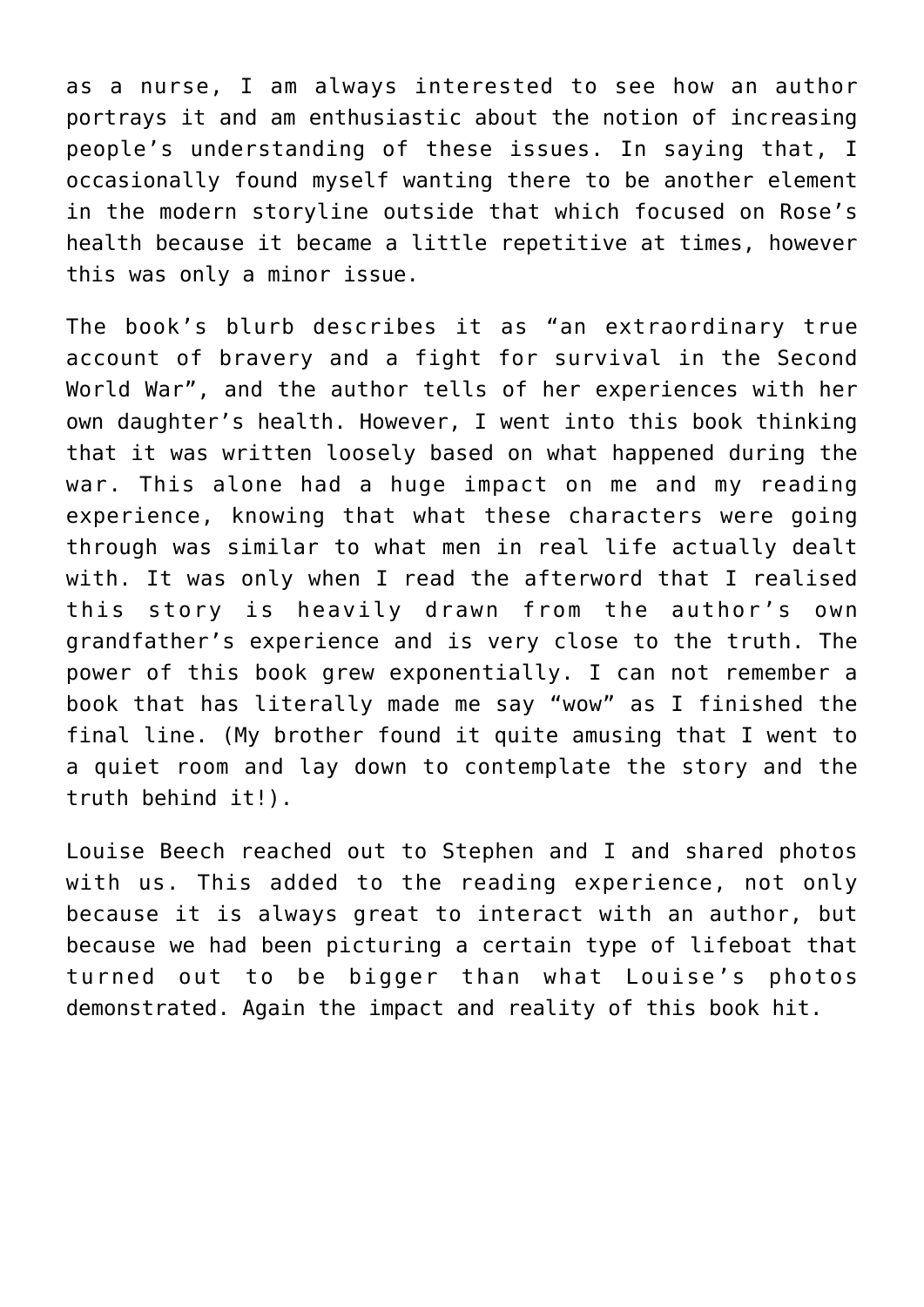as a nurse, I am always interested to see how an author portrays it and am enthusiastic about the notion of increasing people's understanding of these issues. In saying that, I occasionally found myself wanting there to be another element in the modern storyline outside that which focused on Rose's health because it became a little repetitive at times, however this was only a minor issue.

The book's blurb describes it as "an extraordinary true account of bravery and a fight for survival in the Second World War", and the author tells of her experiences with her own daughter's health. However, I went into this book thinking that it was written loosely based on what happened during the war. This alone had a huge impact on me and my reading experience, knowing that what these characters were going through was similar to what men in real life actually dealt with. It was only when I read the afterword that I realised this story is heavily drawn from the author's own grandfather's experience and is very close to the truth. The power of this book grew exponentially. I can not remember a book that has literally made me say "wow" as I finished the final line. (My brother found it quite amusing that I went to a quiet room and lay down to contemplate the story and the truth behind it!).

Louise Beech reached out to Stephen and I and shared photos with us. This added to the reading experience, not only because it is always great to interact with an author, but because we had been picturing a certain type of lifeboat that turned out to be bigger than what Louise's photos demonstrated. Again the impact and reality of this book hit.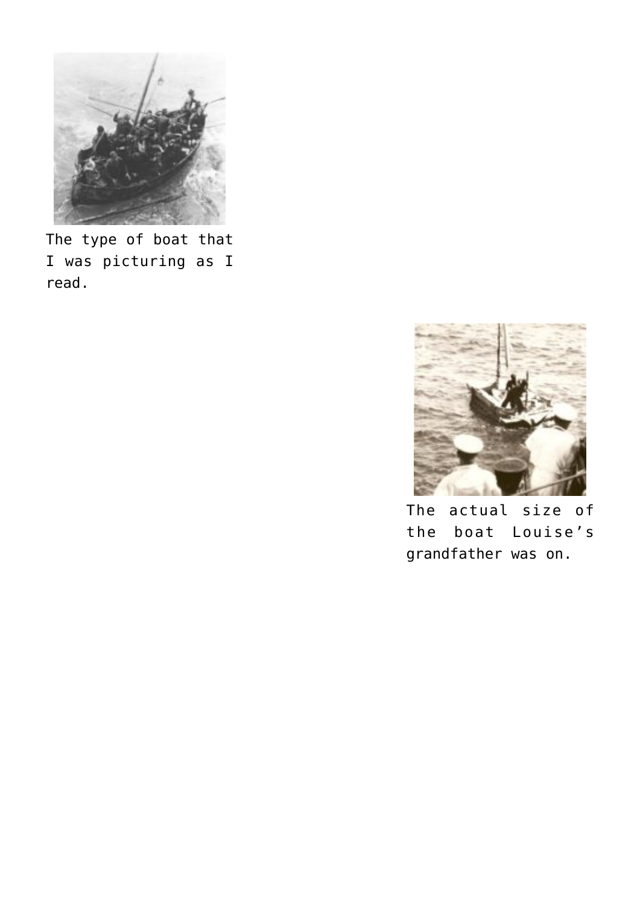The type of boat that I was picturing as I read.

The actual size of the boat Louise's grandfather was on.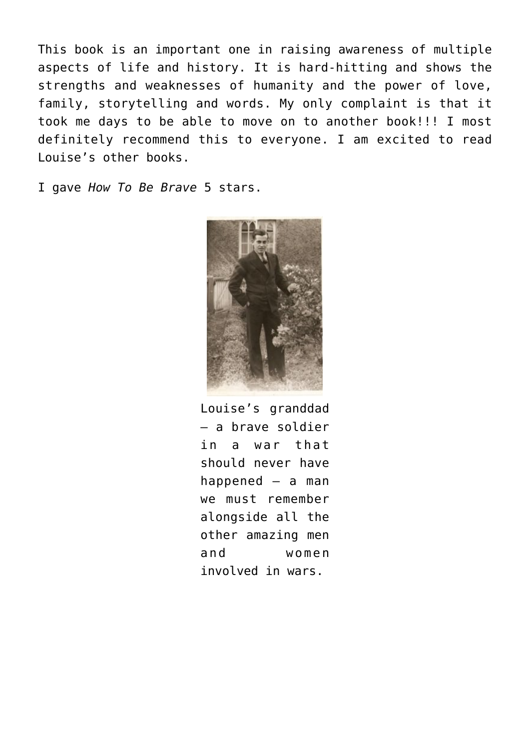This book is an important one in raising awareness of multiple aspects of life and history. It is hard-hitting and shows the strengths and weaknesses of humanity and the power of love, family, storytelling and words. My only complaint is that it took me days to be able to move on to another book!!! I most definitely recommend this to everyone. I am excited to read Louise's other books.

I gave *How To Be Brave* 5 stars.

Louise's granddad – a brave soldier in a war that should never have happened – a man we must remember alongside all the other amazing men and women involved in wars.